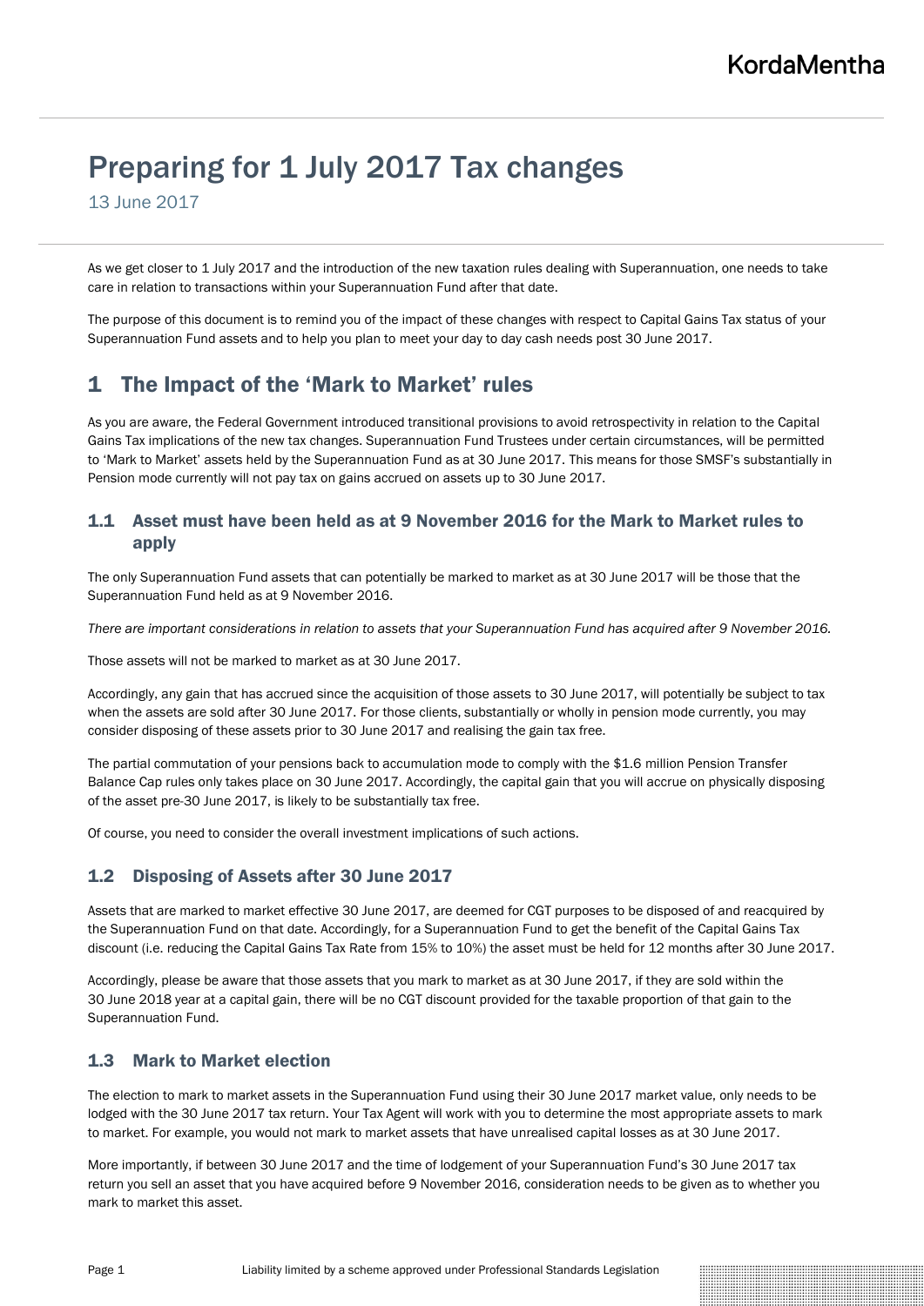KordaMentha

# Preparing for 1 July 2017 Tax changes

13 June 2017

As we get closer to 1 July 2017 and the introduction of the new taxation rules dealing with Superannuation, one needs to take care in relation to transactions within your Superannuation Fund after that date.

The purpose of this document is to remind you of the impact of these changes with respect to Capital Gains Tax status of your Superannuation Fund assets and to help you plan to meet your day to day cash needs post 30 June 2017.

## 1 The Impact of the 'Mark to Market' rules

As you are aware, the Federal Government introduced transitional provisions to avoid retrospectivity in relation to the Capital Gains Tax implications of the new tax changes. Superannuation Fund Trustees under certain circumstances, will be permitted to 'Mark to Market' assets held by the Superannuation Fund as at 30 June 2017. This means for those SMSF's substantially in Pension mode currently will not pay tax on gains accrued on assets up to 30 June 2017.

### 1.1 Asset must have been held as at 9 November 2016 for the Mark to Market rules to apply

The only Superannuation Fund assets that can potentially be marked to market as at 30 June 2017 will be those that the Superannuation Fund held as at 9 November 2016.

*There are important considerations in relation to assets that your Superannuation Fund has acquired after 9 November 2016.*

Those assets will not be marked to market as at 30 June 2017.

Accordingly, any gain that has accrued since the acquisition of those assets to 30 June 2017, will potentially be subject to tax when the assets are sold after 30 June 2017. For those clients, substantially or wholly in pension mode currently, you may consider disposing of these assets prior to 30 June 2017 and realising the gain tax free.

The partial commutation of your pensions back to accumulation mode to comply with the $1.6 million Pension Transfer Balance Cap rules only takes place on 30 June 2017. Accordingly, the capital gain that you will accrue on physically disposing of the asset pre-30 June 2017, is likely to be substantially tax free.

Of course, you need to consider the overall investment implications of such actions.

### 1.2 Disposing of Assets after 30 June 2017

Assets that are marked to market effective 30 June 2017, are deemed for CGT purposes to be disposed of and reacquired by the Superannuation Fund on that date. Accordingly, for a Superannuation Fund to get the benefit of the Capital Gains Tax discount (i.e. reducing the Capital Gains Tax Rate from 15% to 10%) the asset must be held for 12 months after 30 June 2017.

Accordingly, please be aware that those assets that you mark to market as at 30 June 2017, if they are sold within the 30 June 2018 year at a capital gain, there will be no CGT discount provided for the taxable proportion of that gain to the Superannuation Fund.

### 1.3 Mark to Market election

The election to mark to market assets in the Superannuation Fund using their 30 June 2017 market value, only needs to be lodged with the 30 June 2017 tax return. Your Tax Agent will work with you to determine the most appropriate assets to mark to market. For example, you would not mark to market assets that have unrealised capital losses as at 30 June 2017.

More importantly, if between 30 June 2017 and the time of lodgement of your Superannuation Fund's 30 June 2017 tax return you sell an asset that you have acquired before 9 November 2016, consideration needs to be given as to whether you mark to market this asset.

Liability limited by a scheme approved under Professional Standards Legislation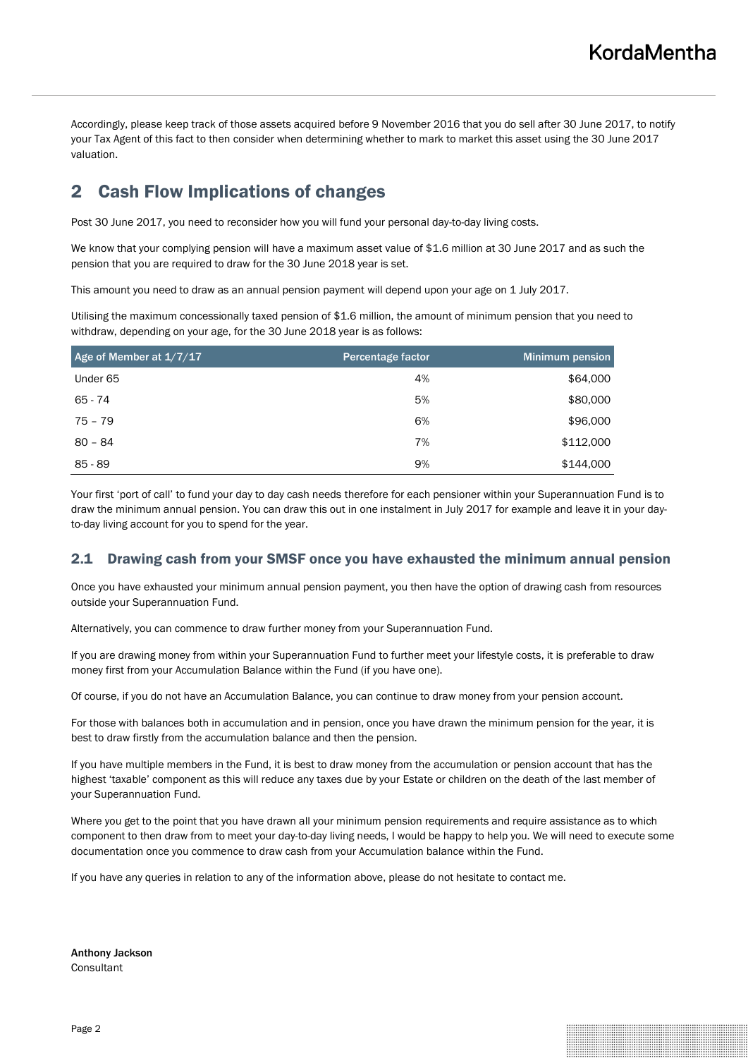Accordingly, please keep track of those assets acquired before 9 November 2016 that you do sell after 30 June 2017, to notify your Tax Agent of this fact to then consider when determining whether to mark to market this asset using the 30 June 2017 valuation.

## 2 Cash Flow Implications of changes

Post 30 June 2017, you need to reconsider how you will fund your personal day-to-day living costs.

We know that your complying pension will have a maximum asset value of $1.6 million at 30 June 2017 and as such the pension that you are required to draw for the 30 June 2018 year is set.

This amount you need to draw as an annual pension payment will depend upon your age on 1 July 2017.

Utilising the maximum concessionally taxed pension of $1.6 million, the amount of minimum pension that you need to withdraw, depending on your age, for the 30 June 2018 year is as follows:

| Age of Member at 1/7/17 | Percentage factor | Minimum pension |
|---|---:|---:|
| Under 65 | 4% | $64,000 |
| 65 - 74 | 5% | $80,000 |
| 75 – 79 | 6% | $96,000 |
| 80 – 84 | 7% | $112,000 |
| 85 - 89 | 9% | $144,000 |

Your first 'port of call' to fund your day to day cash needs therefore for each pensioner within your Superannuation Fund is to draw the minimum annual pension. You can draw this out in one instalment in July 2017 for example and leave it in your day-to-day living account for you to spend for the year.

### 2.1 Drawing cash from your SMSF once you have exhausted the minimum annual pension

Once you have exhausted your minimum annual pension payment, you then have the option of drawing cash from resources outside your Superannuation Fund.

Alternatively, you can commence to draw further money from your Superannuation Fund.

If you are drawing money from within your Superannuation Fund to further meet your lifestyle costs, it is preferable to draw money first from your Accumulation Balance within the Fund (if you have one).

Of course, if you do not have an Accumulation Balance, you can continue to draw money from your pension account.

For those with balances both in accumulation and in pension, once you have drawn the minimum pension for the year, it is best to draw firstly from the accumulation balance and then the pension.

If you have multiple members in the Fund, it is best to draw money from the accumulation or pension account that has the highest 'taxable' component as this will reduce any taxes due by your Estate or children on the death of the last member of your Superannuation Fund.

Where you get to the point that you have drawn all your minimum pension requirements and require assistance as to which component to then draw from to meet your day-to-day living needs, I would be happy to help you. We will need to execute some documentation once you commence to draw cash from your Accumulation balance within the Fund.

If you have any queries in relation to any of the information above, please do not hesitate to contact me.

**Anthony Jackson**
Consultant